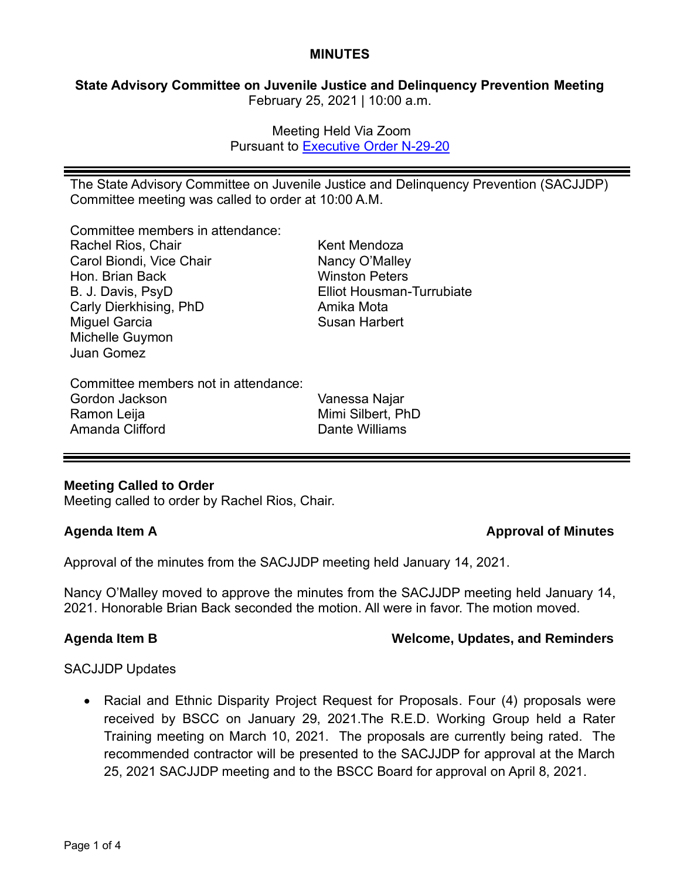# MINUTES

## State Advisory Committee on Juvenile Justice and Delinquency Prevention Meeting

February 25, 2021 | 10:00 a.m.

Meeting Held Via Zoom
Pursuant to [Executive Order N-29-20]

---

The State Advisory Committee on Juvenile Justice and Delinquency Prevention (SACJJDP) Committee meeting was called to order at 10:00 A.M.

Committee members in attendance:

Rachel Rios, Chair
Carol Biondi, Vice Chair
Hon. Brian Back
B. J. Davis, PsyD
Carly Dierkhising, PhD
Miguel Garcia
Michelle Guymon
Juan Gomez
Kent Mendoza
Nancy O'Malley
Winston Peters
Elliot Housman-Turrubiate
Amika Mota
Susan Harbert

Committee members not in attendance:

Gordon Jackson
Ramon Leija
Amanda Clifford
Vanessa Najar
Mimi Silbert, PhD
Dante Williams

---

**Meeting Called to Order**
Meeting called to order by Rachel Rios, Chair.

### Agenda Item A — Approval of Minutes

Approval of the minutes from the SACJJDP meeting held January 14, 2021.

Nancy O'Malley moved to approve the minutes from the SACJJDP meeting held January 14, 2021. Honorable Brian Back seconded the motion. All were in favor. The motion moved.

### Agenda Item B — Welcome, Updates, and Reminders

SACJJDP Updates

- Racial and Ethnic Disparity Project Request for Proposals. Four (4) proposals were received by BSCC on January 29, 2021.The R.E.D. Working Group held a Rater Training meeting on March 10, 2021. The proposals are currently being rated. The recommended contractor will be presented to the SACJJDP for approval at the March 25, 2021 SACJJDP meeting and to the BSCC Board for approval on April 8, 2021.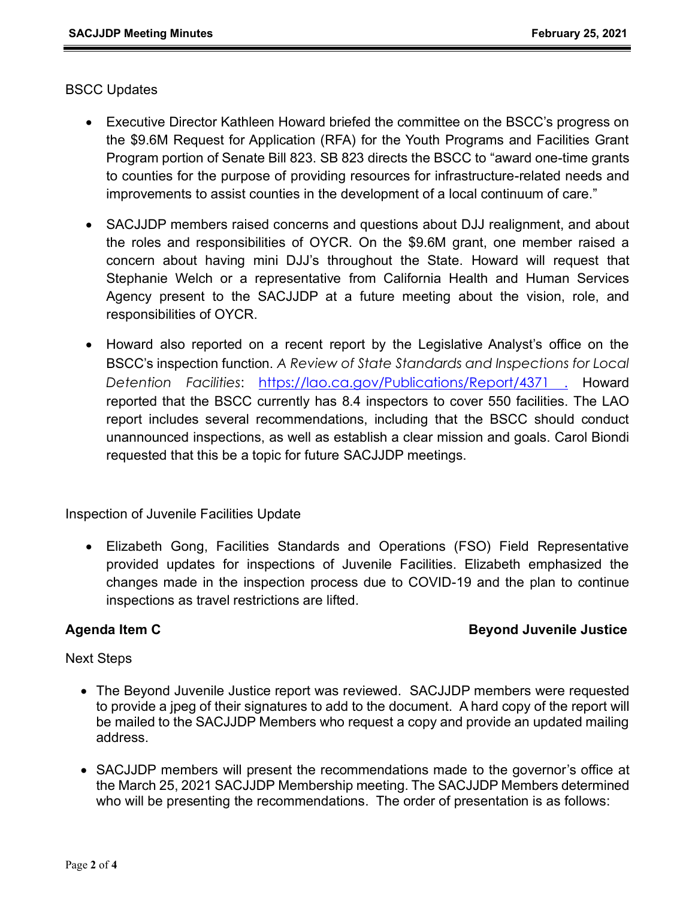BSCC Updates

- Executive Director Kathleen Howard briefed the committee on the BSCC's progress on the $9.6M Request for Application (RFA) for the Youth Programs and Facilities Grant Program portion of Senate Bill 823. SB 823 directs the BSCC to "award one-time grants to counties for the purpose of providing resources for infrastructure-related needs and improvements to assist counties in the development of a local continuum of care."

- SACJJDP members raised concerns and questions about DJJ realignment, and about the roles and responsibilities of OYCR. On the $9.6M grant, one member raised a concern about having mini DJJ's throughout the State. Howard will request that Stephanie Welch or a representative from California Health and Human Services Agency present to the SACJJDP at a future meeting about the vision, role, and responsibilities of OYCR.

- Howard also reported on a recent report by the Legislative Analyst's office on the BSCC's inspection function. *A Review of State Standards and Inspections for Local Detention Facilities*: [https://lao.ca.gov/Publications/Report/4371](https://lao.ca.gov/Publications/Report/4371). Howard reported that the BSCC currently has 8.4 inspectors to cover 550 facilities. The LAO report includes several recommendations, including that the BSCC should conduct unannounced inspections, as well as establish a clear mission and goals. Carol Biondi requested that this be a topic for future SACJJDP meetings.

Inspection of Juvenile Facilities Update

- Elizabeth Gong, Facilities Standards and Operations (FSO) Field Representative provided updates for inspections of Juvenile Facilities. Elizabeth emphasized the changes made in the inspection process due to COVID-19 and the plan to continue inspections as travel restrictions are lifted.

**Agenda Item C** **Beyond Juvenile Justice**

Next Steps

- The Beyond Juvenile Justice report was reviewed. SACJJDP members were requested to provide a jpeg of their signatures to add to the document. A hard copy of the report will be mailed to the SACJJDP Members who request a copy and provide an updated mailing address.

- SACJJDP members will present the recommendations made to the governor's office at the March 25, 2021 SACJJDP Membership meeting. The SACJJDP Members determined who will be presenting the recommendations. The order of presentation is as follows: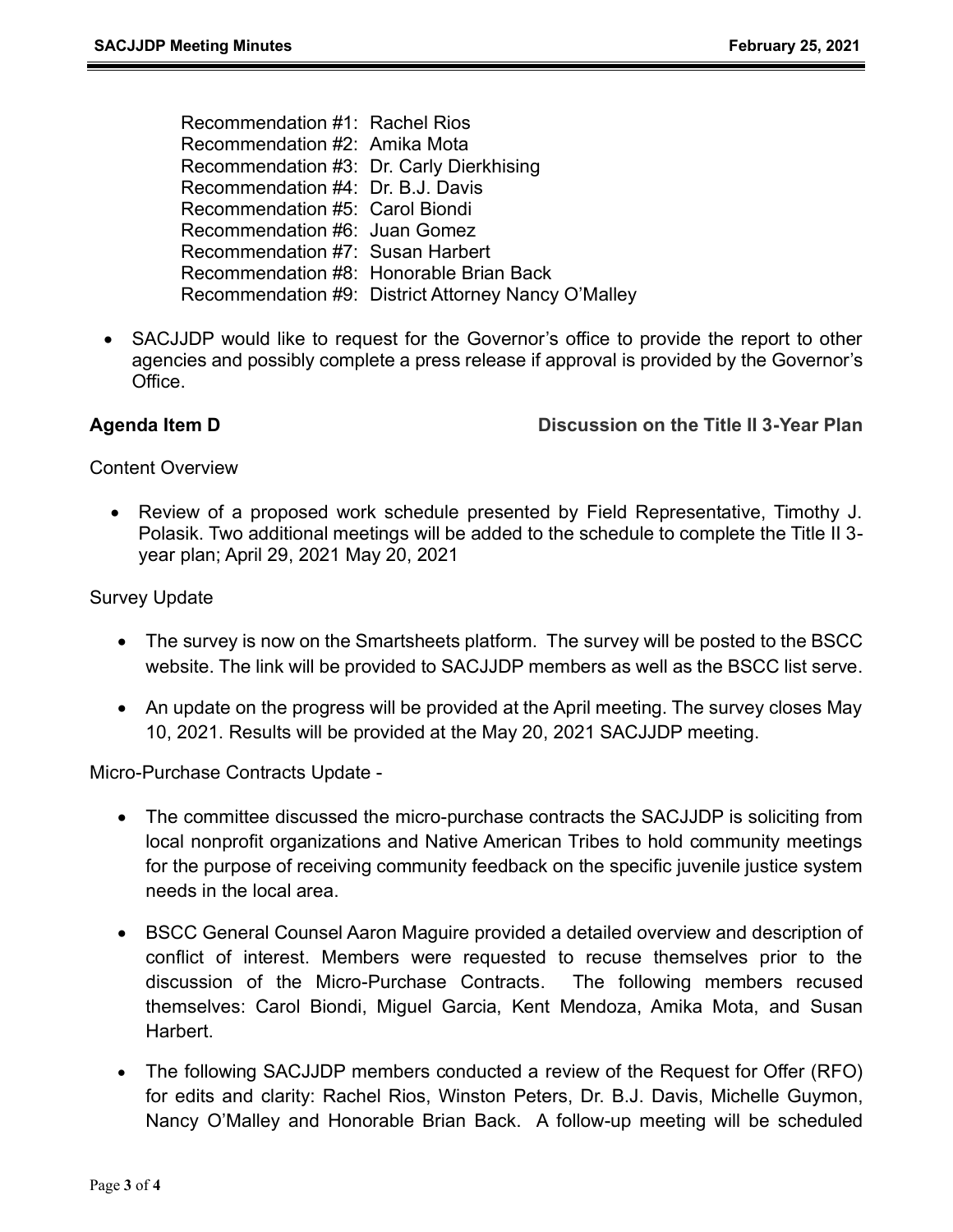Recommendation #1: Rachel Rios
Recommendation #2: Amika Mota
Recommendation #3: Dr. Carly Dierkhising
Recommendation #4: Dr. B.J. Davis
Recommendation #5: Carol Biondi
Recommendation #6: Juan Gomez
Recommendation #7: Susan Harbert
Recommendation #8: Honorable Brian Back
Recommendation #9: District Attorney Nancy O'Malley

- SACJJDP would like to request for the Governor's office to provide the report to other agencies and possibly complete a press release if approval is provided by the Governor's Office.

**Agenda Item D** **Discussion on the Title II 3-Year Plan**

Content Overview

- Review of a proposed work schedule presented by Field Representative, Timothy J. Polasik. Two additional meetings will be added to the schedule to complete the Title II 3-year plan; April 29, 2021 May 20, 2021

Survey Update

- The survey is now on the Smartsheets platform. The survey will be posted to the BSCC website. The link will be provided to SACJJDP members as well as the BSCC list serve.
- An update on the progress will be provided at the April meeting. The survey closes May 10, 2021. Results will be provided at the May 20, 2021 SACJJDP meeting.

Micro-Purchase Contracts Update -

- The committee discussed the micro-purchase contracts the SACJJDP is soliciting from local nonprofit organizations and Native American Tribes to hold community meetings for the purpose of receiving community feedback on the specific juvenile justice system needs in the local area.
- BSCC General Counsel Aaron Maguire provided a detailed overview and description of conflict of interest. Members were requested to recuse themselves prior to the discussion of the Micro-Purchase Contracts. The following members recused themselves: Carol Biondi, Miguel Garcia, Kent Mendoza, Amika Mota, and Susan Harbert.
- The following SACJJDP members conducted a review of the Request for Offer (RFO) for edits and clarity: Rachel Rios, Winston Peters, Dr. B.J. Davis, Michelle Guymon, Nancy O'Malley and Honorable Brian Back. A follow-up meeting will be scheduled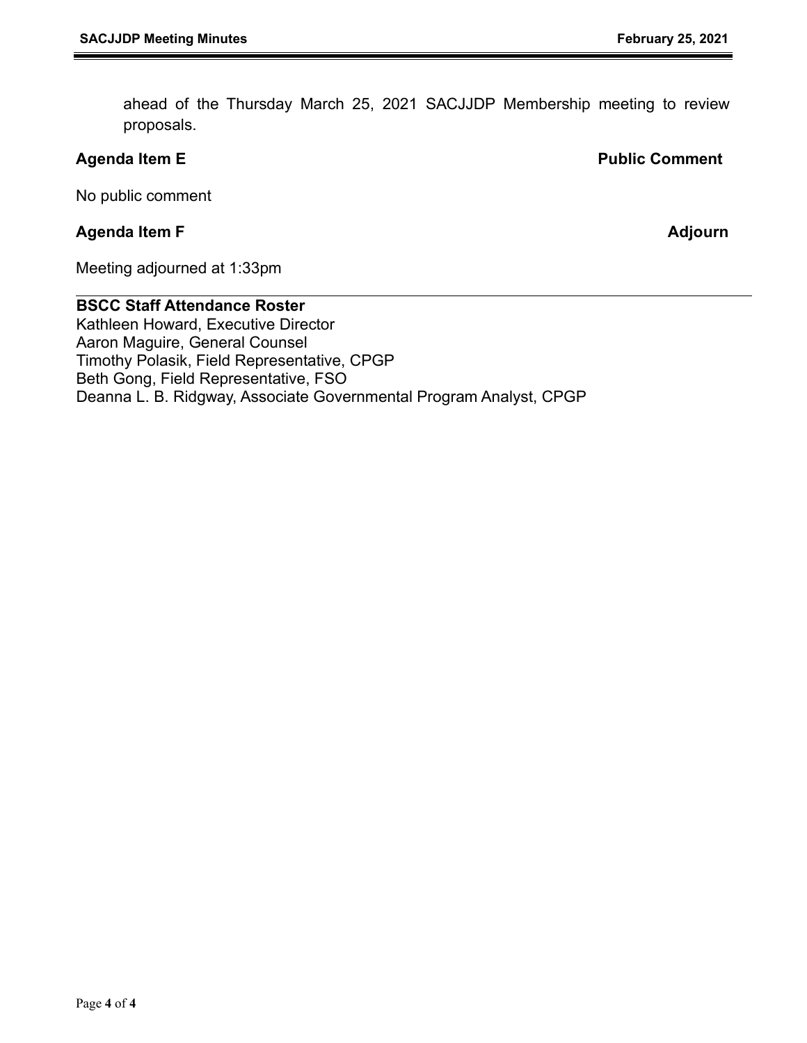ahead of the Thursday March 25, 2021 SACJJDP Membership meeting to review proposals.

**Agenda Item E** **Public Comment**

No public comment

**Agenda Item F** **Adjourn**

Meeting adjourned at 1:33pm

---

**BSCC Staff Attendance Roster**
Kathleen Howard, Executive Director
Aaron Maguire, General Counsel
Timothy Polasik, Field Representative, CPGP
Beth Gong, Field Representative, FSO
Deanna L. B. Ridgway, Associate Governmental Program Analyst, CPGP